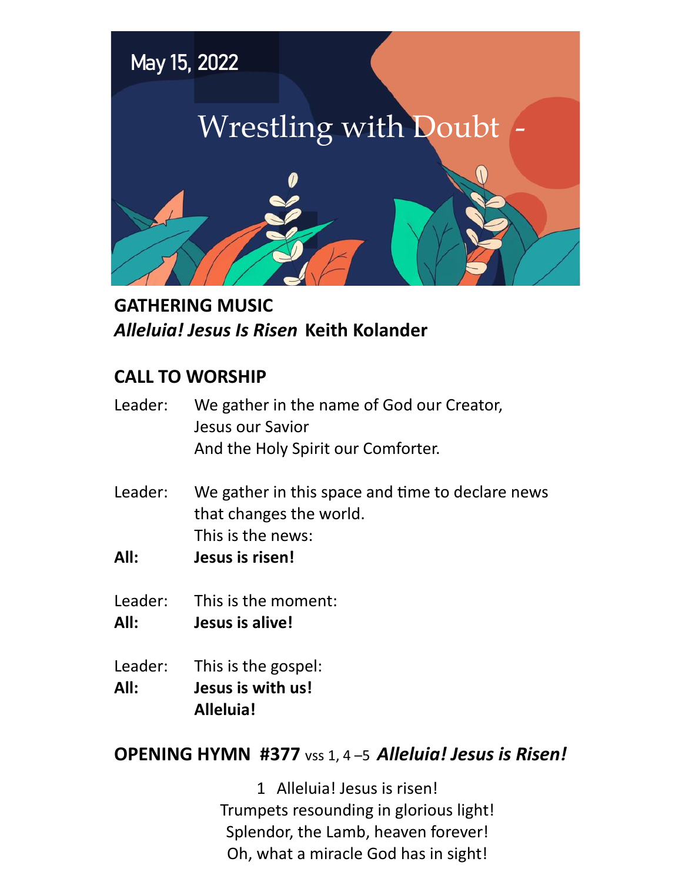May 15, 2022

# Wrestling with Doubt -

## GATHERING MUSIC

***Alleluia! Jesus Is Risen*** **Keith Kolander**

## CALL TO WORSHIP

Leader: We gather in the name of God our Creator,
Jesus our Savior
And the Holy Spirit our Comforter.

Leader: We gather in this space and time to declare news that changes the world.
This is the news:

**All: Jesus is risen!**

Leader: This is the moment:

**All: Jesus is alive!**

Leader: This is the gospel:

**All: Jesus is with us!**
**Alleluia!**

## OPENING HYMN #377 vss 1, 4 –5 *Alleluia! Jesus is Risen!*

1 Alleluia! Jesus is risen!
Trumpets resounding in glorious light!
Splendor, the Lamb, heaven forever!
Oh, what a miracle God has in sight!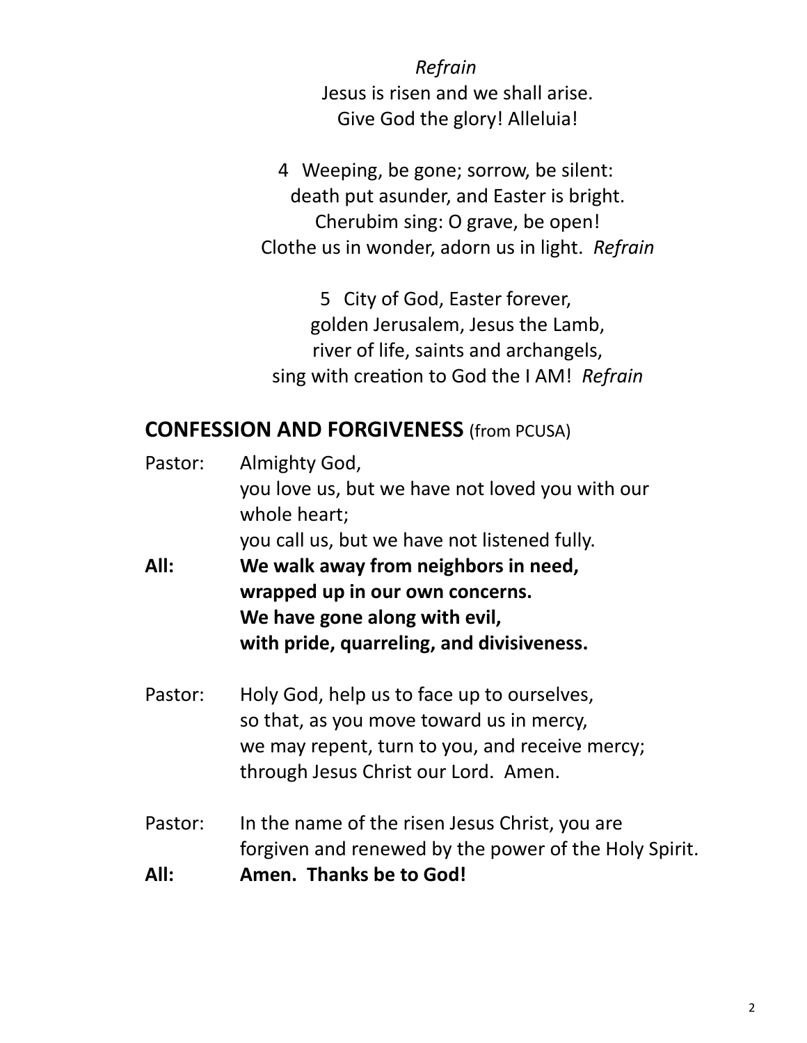*Refrain*
Jesus is risen and we shall arise.
Give God the glory! Alleluia!

4 Weeping, be gone; sorrow, be silent:
death put asunder, and Easter is bright.
Cherubim sing: O grave, be open!
Clothe us in wonder, adorn us in light. *Refrain*

5 City of God, Easter forever,
golden Jerusalem, Jesus the Lamb,
river of life, saints and archangels,
sing with creation to God the I AM! *Refrain*

## CONFESSION AND FORGIVENESS (from PCUSA)

Pastor: Almighty God,
you love us, but we have not loved you with our whole heart;
you call us, but we have not listened fully.

**All: We walk away from neighbors in need,**
**wrapped up in our own concerns.**
**We have gone along with evil,**
**with pride, quarreling, and divisiveness.**

Pastor: Holy God, help us to face up to ourselves,
so that, as you move toward us in mercy,
we may repent, turn to you, and receive mercy;
through Jesus Christ our Lord. Amen.

Pastor: In the name of the risen Jesus Christ, you are forgiven and renewed by the power of the Holy Spirit.

**All: Amen. Thanks be to God!**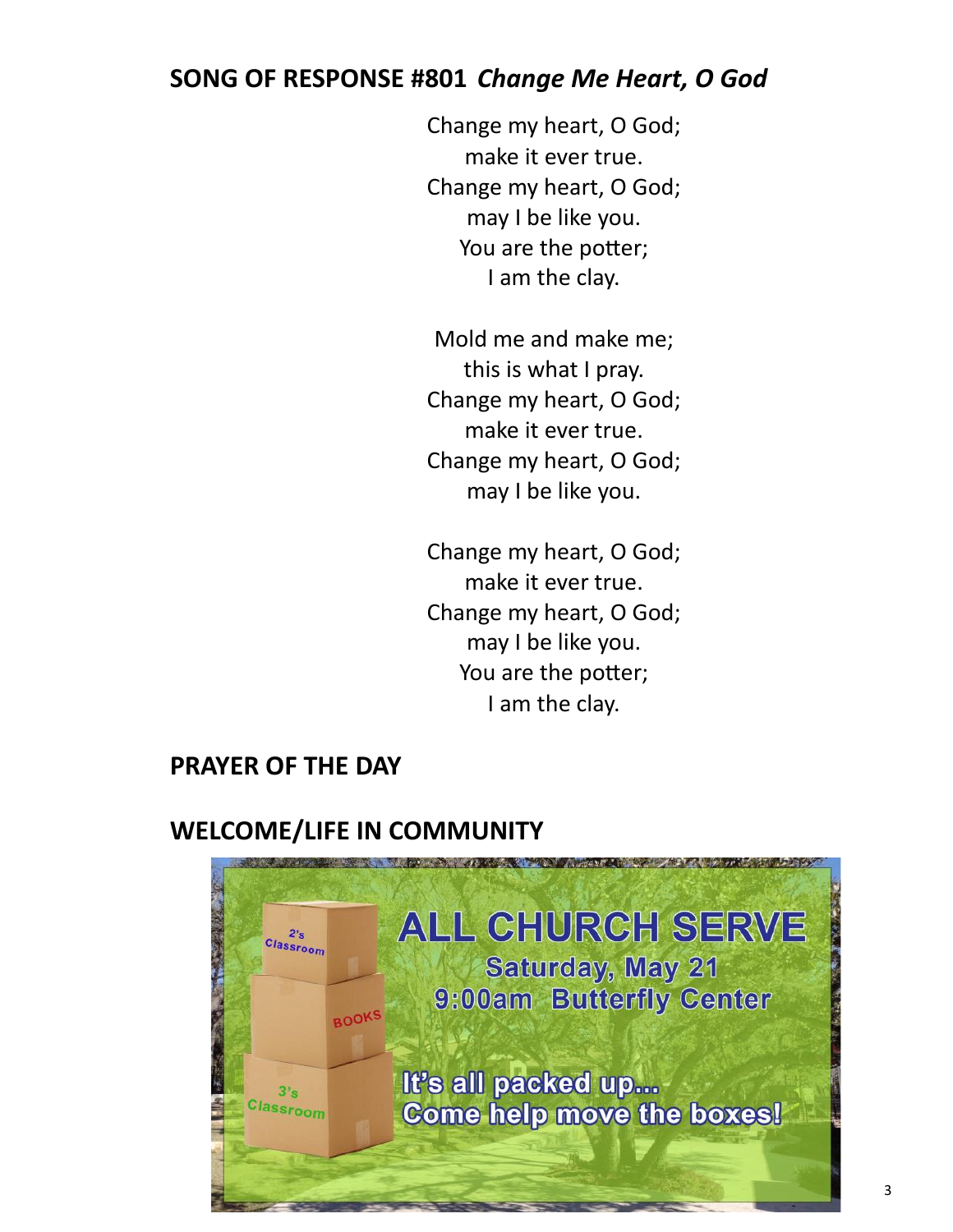## SONG OF RESPONSE #801 *Change Me Heart, O God*

Change my heart, O God;
make it ever true.
Change my heart, O God;
may I be like you.
You are the potter;
I am the clay.

Mold me and make me;
this is what I pray.
Change my heart, O God;
make it ever true.
Change my heart, O God;
may I be like you.

Change my heart, O God;
make it ever true.
Change my heart, O God;
may I be like you.
You are the potter;
I am the clay.

## PRAYER OF THE DAY

## WELCOME/LIFE IN COMMUNITY

ALL CHURCH SERVE
Saturday, May 21
9:00am Butterfly Center

It's all packed up...
Come help move the boxes!

2's Classroom
BOOKS
3's Classroom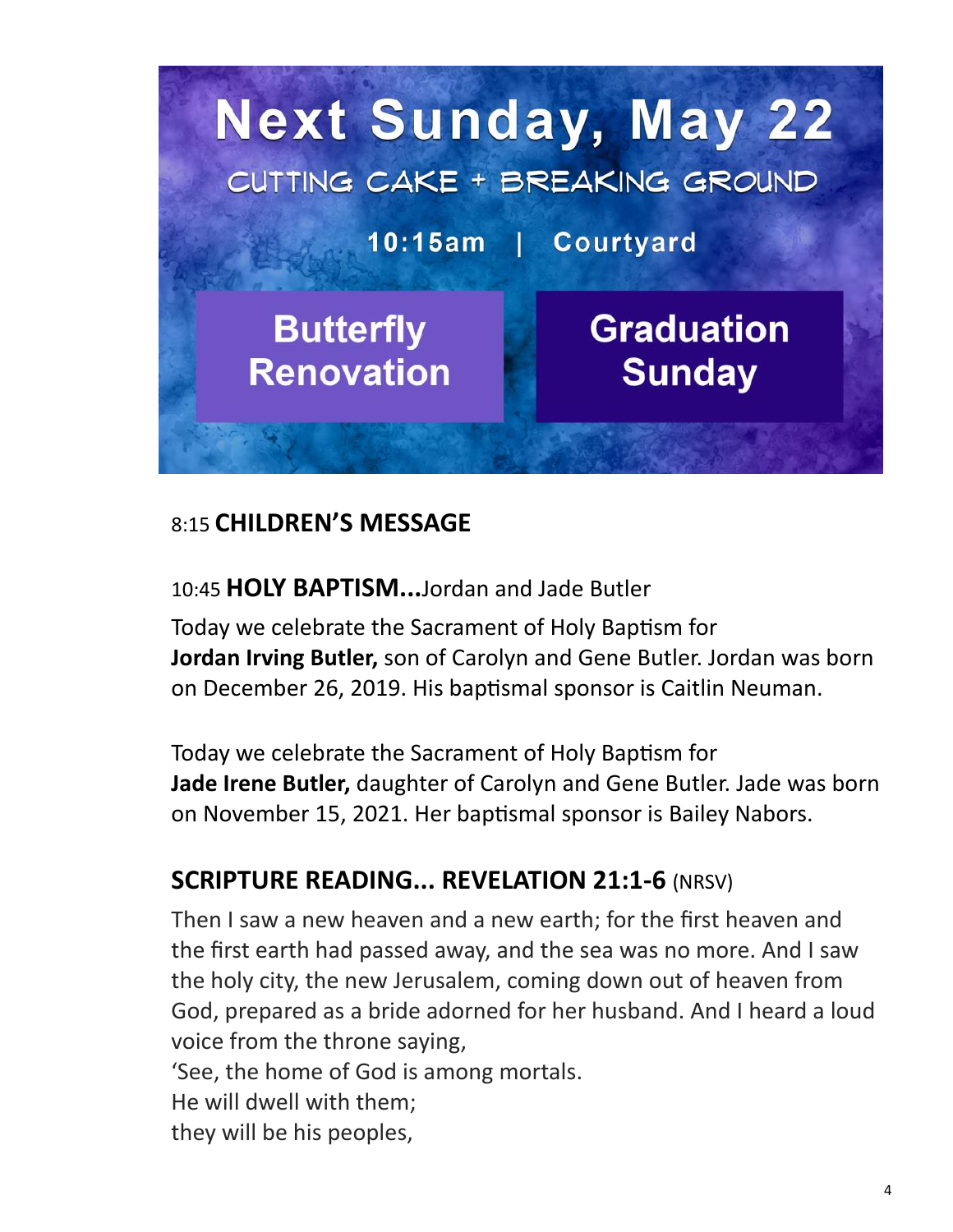# Next Sunday, May 22

CUTTING CAKE + BREAKING GROUND

**10:15am | Courtyard**

**Butterfly Renovation**

**Graduation Sunday**

8:15 **CHILDREN'S MESSAGE**

10:45 **HOLY BAPTISM...**Jordan and Jade Butler

Today we celebrate the Sacrament of Holy Baptism for **Jordan Irving Butler,** son of Carolyn and Gene Butler. Jordan was born on December 26, 2019. His baptismal sponsor is Caitlin Neuman.

Today we celebrate the Sacrament of Holy Baptism for **Jade Irene Butler,** daughter of Carolyn and Gene Butler. Jade was born on November 15, 2021. Her baptismal sponsor is Bailey Nabors.

## SCRIPTURE READING... REVELATION 21:1-6 (NRSV)

Then I saw a new heaven and a new earth; for the first heaven and the first earth had passed away, and the sea was no more. And I saw the holy city, the new Jerusalem, coming down out of heaven from God, prepared as a bride adorned for her husband. And I heard a loud voice from the throne saying,
'See, the home of God is among mortals.
He will dwell with them;
they will be his peoples,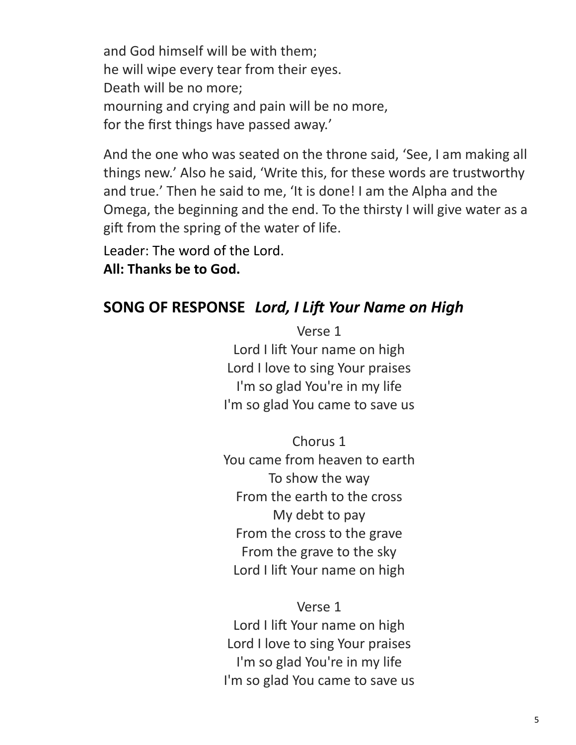and God himself will be with them;  
he will wipe every tear from their eyes.  
Death will be no more;  
mourning and crying and pain will be no more,  
for the first things have passed away.'

And the one who was seated on the throne said, 'See, I am making all things new.' Also he said, 'Write this, for these words are trustworthy and true.' Then he said to me, 'It is done! I am the Alpha and the Omega, the beginning and the end. To the thirsty I will give water as a gift from the spring of the water of life.

Leader: The word of the Lord.  
**All: Thanks be to God.**

## SONG OF RESPONSE *Lord, I Lift Your Name on High*

Verse 1  
Lord I lift Your name on high  
Lord I love to sing Your praises  
I'm so glad You're in my life  
I'm so glad You came to save us

Chorus 1  
You came from heaven to earth  
To show the way  
From the earth to the cross  
My debt to pay  
From the cross to the grave  
From the grave to the sky  
Lord I lift Your name on high

Verse 1  
Lord I lift Your name on high  
Lord I love to sing Your praises  
I'm so glad You're in my life  
I'm so glad You came to save us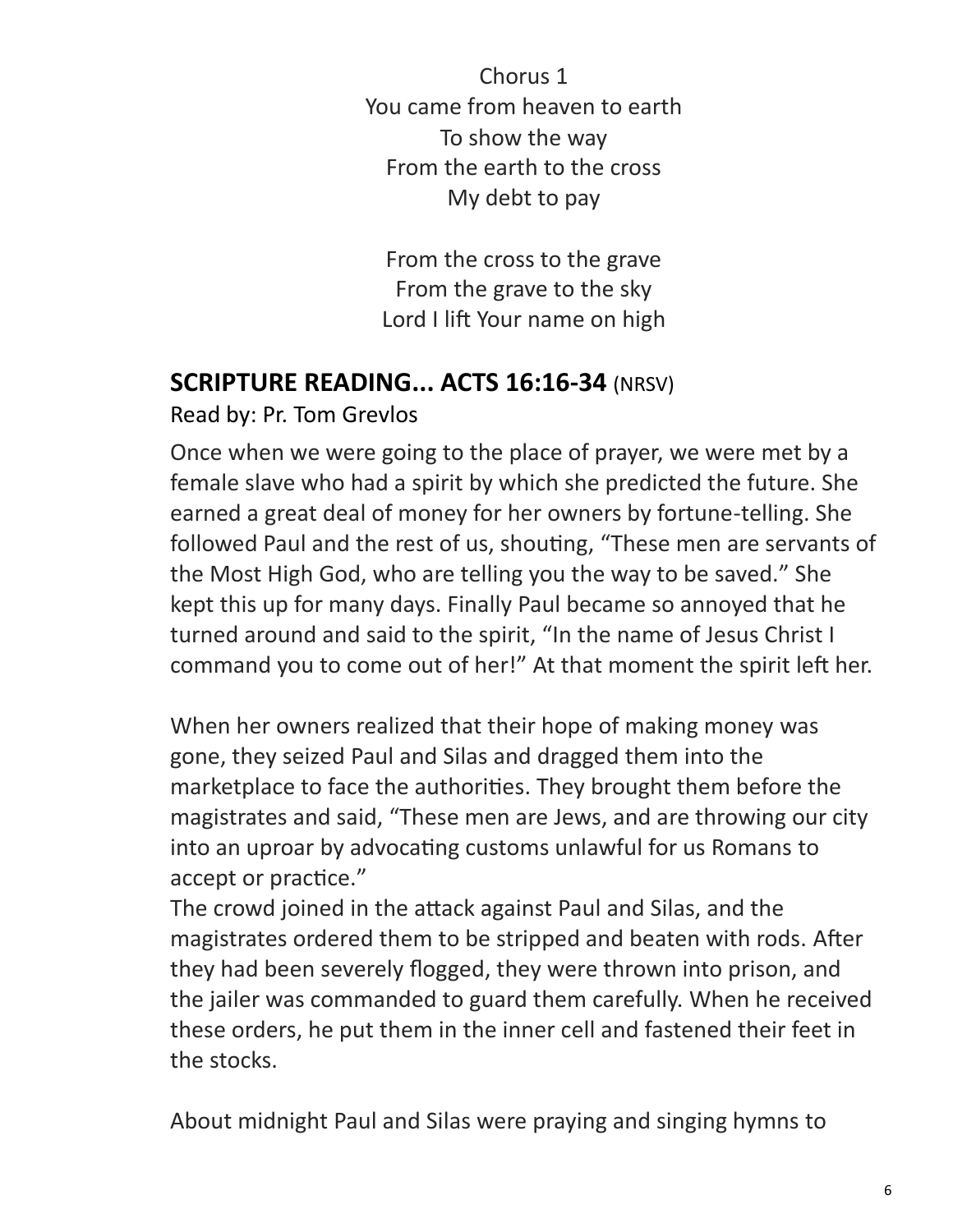Chorus 1
You came from heaven to earth
To show the way
From the earth to the cross
My debt to pay

From the cross to the grave
From the grave to the sky
Lord I lift Your name on high

## SCRIPTURE READING... ACTS 16:16-34 (NRSV)

Read by: Pr. Tom Grevlos

Once when we were going to the place of prayer, we were met by a female slave who had a spirit by which she predicted the future. She earned a great deal of money for her owners by fortune-telling. She followed Paul and the rest of us, shouting, "These men are servants of the Most High God, who are telling you the way to be saved." She kept this up for many days. Finally Paul became so annoyed that he turned around and said to the spirit, "In the name of Jesus Christ I command you to come out of her!" At that moment the spirit left her.

When her owners realized that their hope of making money was gone, they seized Paul and Silas and dragged them into the marketplace to face the authorities. They brought them before the magistrates and said, "These men are Jews, and are throwing our city into an uproar by advocating customs unlawful for us Romans to accept or practice."
The crowd joined in the attack against Paul and Silas, and the magistrates ordered them to be stripped and beaten with rods. After they had been severely flogged, they were thrown into prison, and the jailer was commanded to guard them carefully. When he received these orders, he put them in the inner cell and fastened their feet in the stocks.

About midnight Paul and Silas were praying and singing hymns to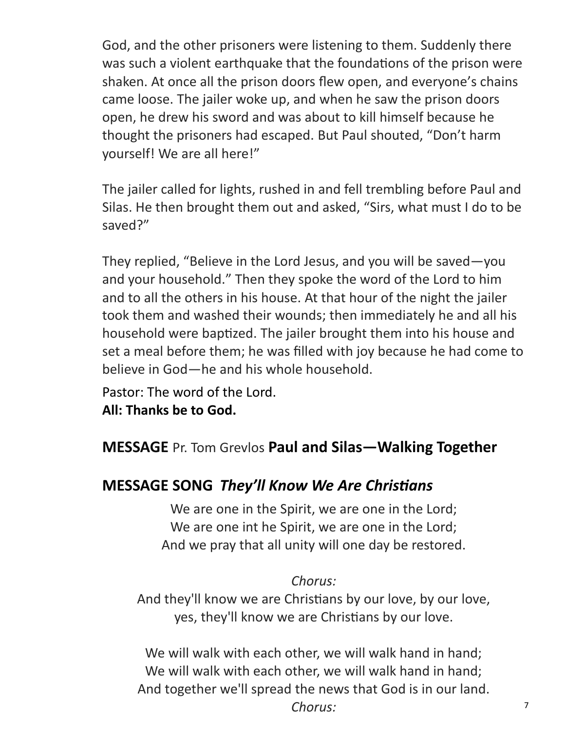God, and the other prisoners were listening to them. Suddenly there was such a violent earthquake that the foundations of the prison were shaken. At once all the prison doors flew open, and everyone's chains came loose. The jailer woke up, and when he saw the prison doors open, he drew his sword and was about to kill himself because he thought the prisoners had escaped. But Paul shouted, "Don't harm yourself! We are all here!"

The jailer called for lights, rushed in and fell trembling before Paul and Silas. He then brought them out and asked, "Sirs, what must I do to be saved?"

They replied, "Believe in the Lord Jesus, and you will be saved—you and your household." Then they spoke the word of the Lord to him and to all the others in his house. At that hour of the night the jailer took them and washed their wounds; then immediately he and all his household were baptized. The jailer brought them into his house and set a meal before them; he was filled with joy because he had come to believe in God—he and his whole household.

Pastor: The word of the Lord.
**All: Thanks be to God.**

## **MESSAGE** Pr. Tom Grevlos **Paul and Silas—Walking Together**

## **MESSAGE SONG** ***They'll Know We Are Christians***

We are one in the Spirit, we are one in the Lord;
We are one int he Spirit, we are one in the Lord;
And we pray that all unity will one day be restored.

*Chorus:*
And they'll know we are Christians by our love, by our love,
yes, they'll know we are Christians by our love.

We will walk with each other, we will walk hand in hand;
We will walk with each other, we will walk hand in hand;
And together we'll spread the news that God is in our land.
*Chorus:*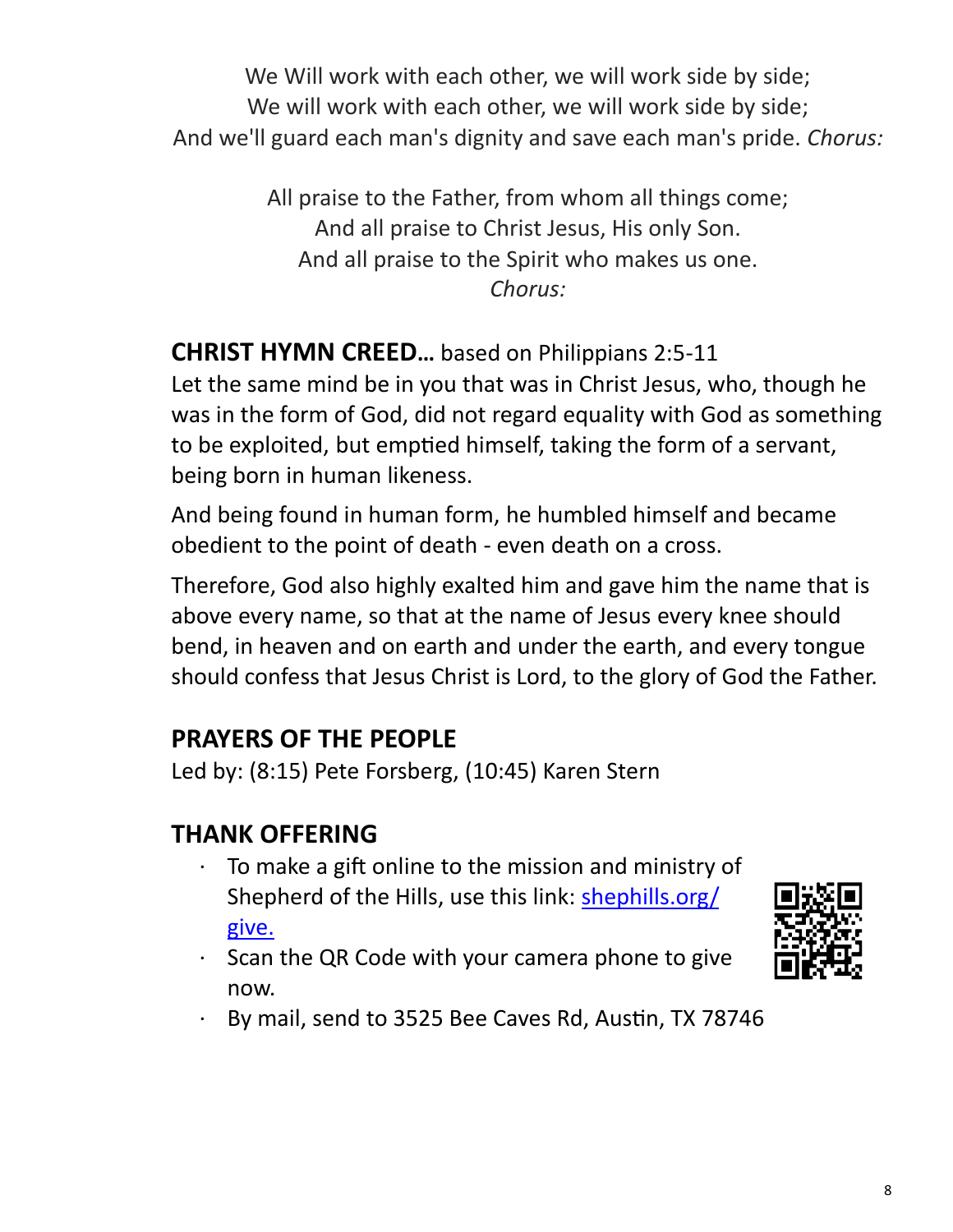We Will work with each other, we will work side by side;  
We will work with each other, we will work side by side;  
And we'll guard each man's dignity and save each man's pride. *Chorus:*

All praise to the Father, from whom all things come;  
And all praise to Christ Jesus, His only Son.  
And all praise to the Spirit who makes us one.  
*Chorus:*

**CHRIST HYMN CREED…** based on Philippians 2:5-11

Let the same mind be in you that was in Christ Jesus, who, though he was in the form of God, did not regard equality with God as something to be exploited, but emptied himself, taking the form of a servant, being born in human likeness.

And being found in human form, he humbled himself and became obedient to the point of death - even death on a cross.

Therefore, God also highly exalted him and gave him the name that is above every name, so that at the name of Jesus every knee should bend, in heaven and on earth and under the earth, and every tongue should confess that Jesus Christ is Lord, to the glory of God the Father.

## PRAYERS OF THE PEOPLE

Led by: (8:15) Pete Forsberg, (10:45) Karen Stern

## THANK OFFERING

- To make a gift online to the mission and ministry of Shepherd of the Hills, use this link: [shephills.org/give.](shephills.org/give)
- Scan the QR Code with your camera phone to give now.
- By mail, send to 3525 Bee Caves Rd, Austin, TX 78746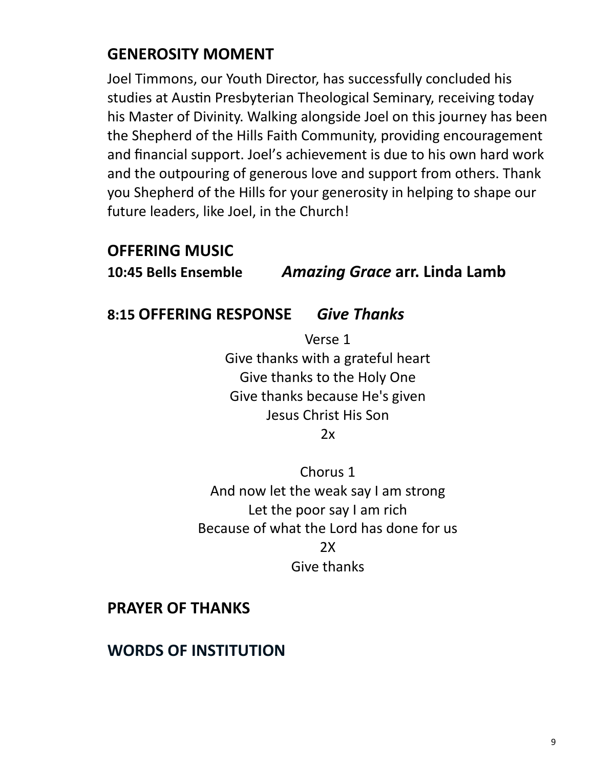## GENEROSITY MOMENT

Joel Timmons, our Youth Director, has successfully concluded his studies at Austin Presbyterian Theological Seminary, receiving today his Master of Divinity. Walking alongside Joel on this journey has been the Shepherd of the Hills Faith Community, providing encouragement and financial support. Joel's achievement is due to his own hard work and the outpouring of generous love and support from others. Thank you Shepherd of the Hills for your generosity in helping to shape our future leaders, like Joel, in the Church!

## OFFERING MUSIC

**10:45 Bells Ensemble** ***Amazing Grace* arr. Linda Lamb**

## 8:15 OFFERING RESPONSE *Give Thanks*

Verse 1
Give thanks with a grateful heart
Give thanks to the Holy One
Give thanks because He's given
Jesus Christ His Son
2x

Chorus 1
And now let the weak say I am strong
Let the poor say I am rich
Because of what the Lord has done for us
2X
Give thanks

## PRAYER OF THANKS

## WORDS OF INSTITUTION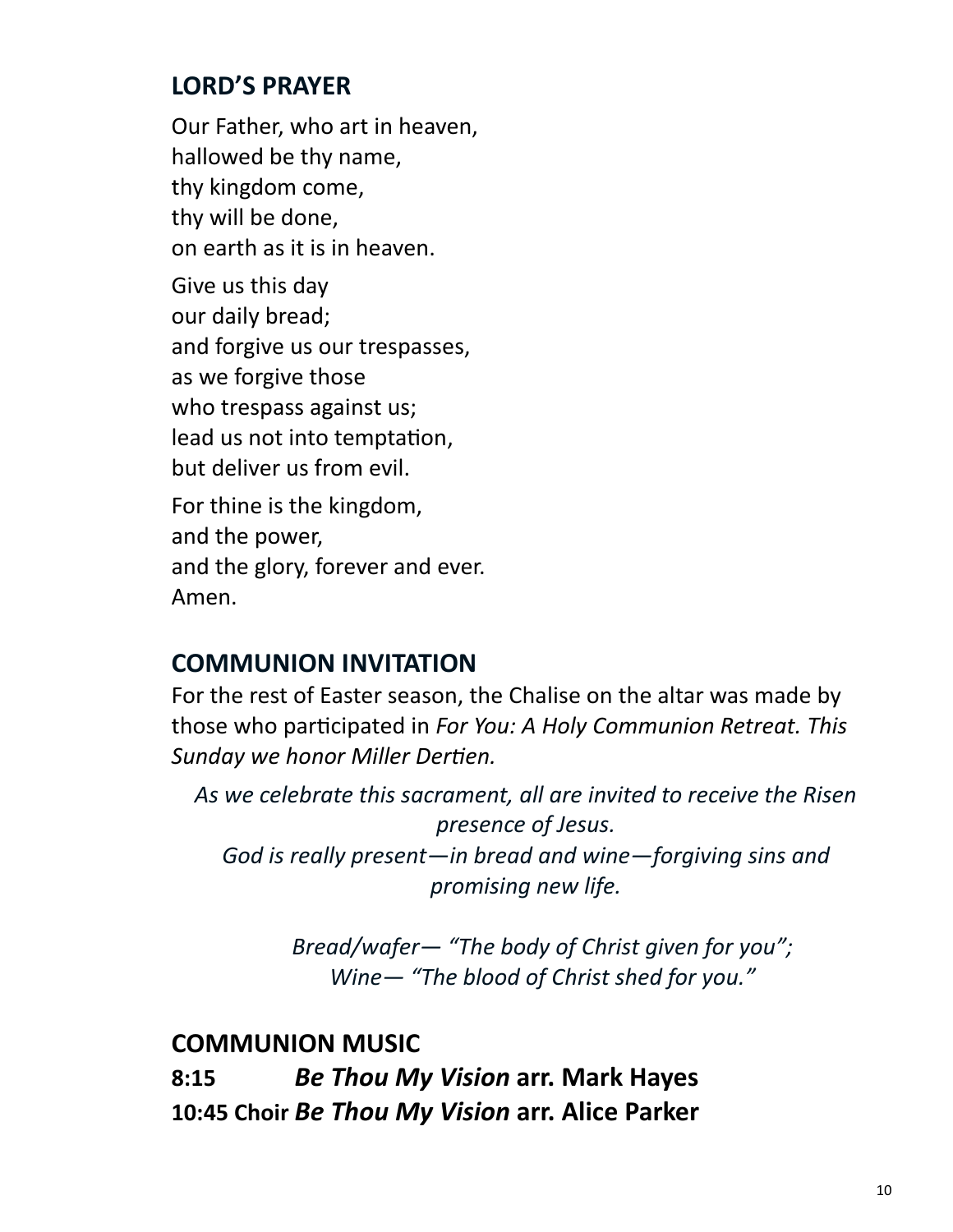## LORD'S PRAYER

Our Father, who art in heaven,
hallowed be thy name,
thy kingdom come,
thy will be done,
on earth as it is in heaven.

Give us this day
our daily bread;
and forgive us our trespasses,
as we forgive those
who trespass against us;
lead us not into temptation,
but deliver us from evil.

For thine is the kingdom,
and the power,
and the glory, forever and ever.
Amen.

## COMMUNION INVITATION

For the rest of Easter season, the Chalise on the altar was made by those who participated in *For You: A Holy Communion Retreat. This Sunday we honor Miller Dertien.*

*As we celebrate this sacrament, all are invited to receive the Risen presence of Jesus.*
*God is really present—in bread and wine—forgiving sins and promising new life.*

*Bread/wafer— "The body of Christ given for you";*
*Wine— "The blood of Christ shed for you."*

## COMMUNION MUSIC

**8:15** ***Be Thou My Vision*** **arr. Mark Hayes**
**10:45 Choir** ***Be Thou My Vision*** **arr. Alice Parker**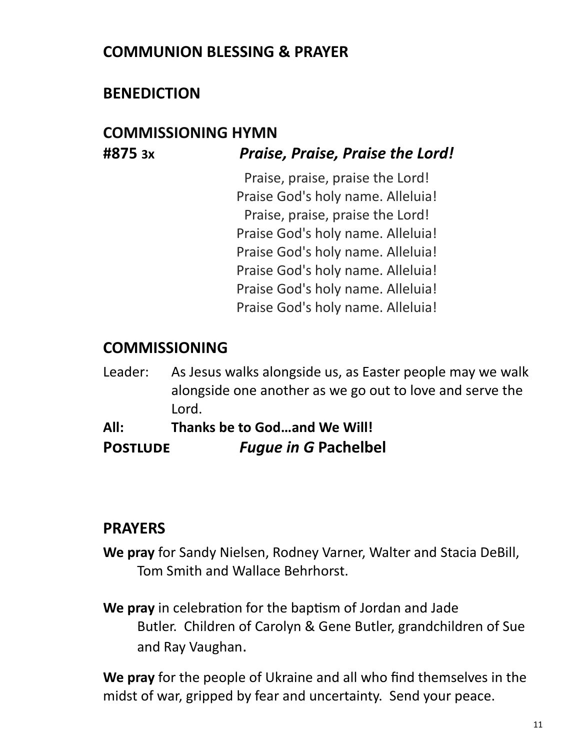## COMMUNION BLESSING & PRAYER

## BENEDICTION

## COMMISSIONING HYMN

**#875 3x** ***Praise, Praise, Praise the Lord!***

Praise, praise, praise the Lord!
Praise God's holy name. Alleluia!
Praise, praise, praise the Lord!
Praise God's holy name. Alleluia!
Praise God's holy name. Alleluia!
Praise God's holy name. Alleluia!
Praise God's holy name. Alleluia!
Praise God's holy name. Alleluia!

## COMMISSIONING

Leader: As Jesus walks alongside us, as Easter people may we walk alongside one another as we go out to love and serve the Lord.

**All: Thanks be to God…and We Will!**

**POSTLUDE** ***Fugue in G*** **Pachelbel**

## PRAYERS

**We pray** for Sandy Nielsen, Rodney Varner, Walter and Stacia DeBill, Tom Smith and Wallace Behrhorst.

**We pray** in celebration for the baptism of Jordan and Jade Butler. Children of Carolyn & Gene Butler, grandchildren of Sue and Ray Vaughan.

**We pray** for the people of Ukraine and all who find themselves in the midst of war, gripped by fear and uncertainty. Send your peace.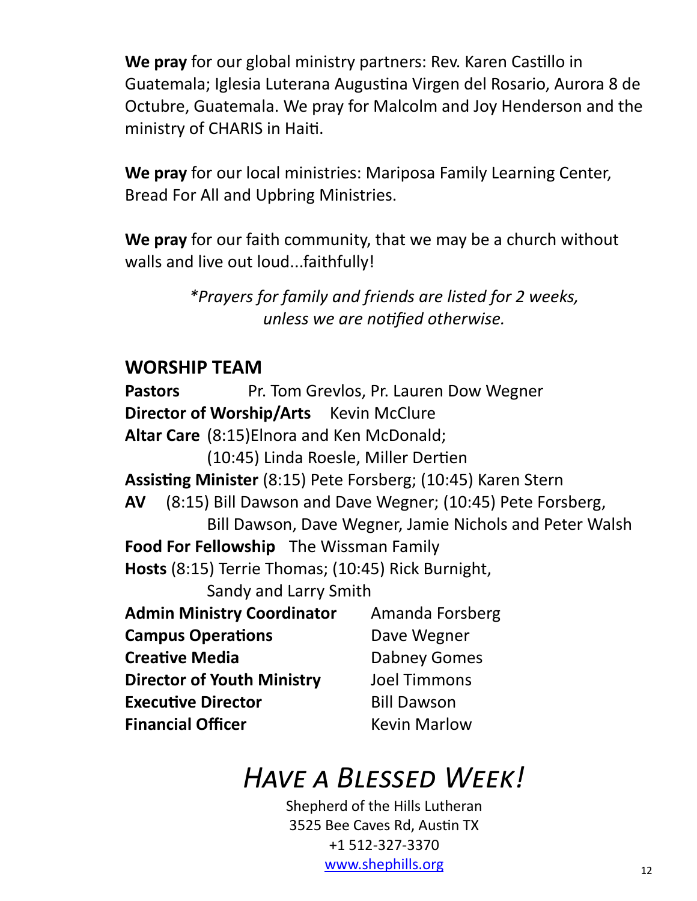**We pray** for our global ministry partners: Rev. Karen Castillo in Guatemala; Iglesia Luterana Augustina Virgen del Rosario, Aurora 8 de Octubre, Guatemala. We pray for Malcolm and Joy Henderson and the ministry of CHARIS in Haiti.

**We pray** for our local ministries: Mariposa Family Learning Center, Bread For All and Upbring Ministries.

**We pray** for our faith community, that we may be a church without walls and live out loud...faithfully!

*\*Prayers for family and friends are listed for 2 weeks, unless we are notified otherwise.*

## WORSHIP TEAM

**Pastors** Pr. Tom Grevlos, Pr. Lauren Dow Wegner
**Director of Worship/Arts** Kevin McClure
**Altar Care** (8:15)Elnora and Ken McDonald;
(10:45) Linda Roesle, Miller Dertien
**Assisting Minister** (8:15) Pete Forsberg; (10:45) Karen Stern
**AV** (8:15) Bill Dawson and Dave Wegner; (10:45) Pete Forsberg, Bill Dawson, Dave Wegner, Jamie Nichols and Peter Walsh
**Food For Fellowship** The Wissman Family
**Hosts** (8:15) Terrie Thomas; (10:45) Rick Burnight, Sandy and Larry Smith
**Admin Ministry Coordinator** Amanda Forsberg
**Campus Operations** Dave Wegner
**Creative Media** Dabney Gomes
**Director of Youth Ministry** Joel Timmons
**Executive Director** Bill Dawson
**Financial Officer** Kevin Marlow

# *Have a Blessed Week!*

Shepherd of the Hills Lutheran
3525 Bee Caves Rd, Austin TX
+1 512-327-3370
www.shephills.org